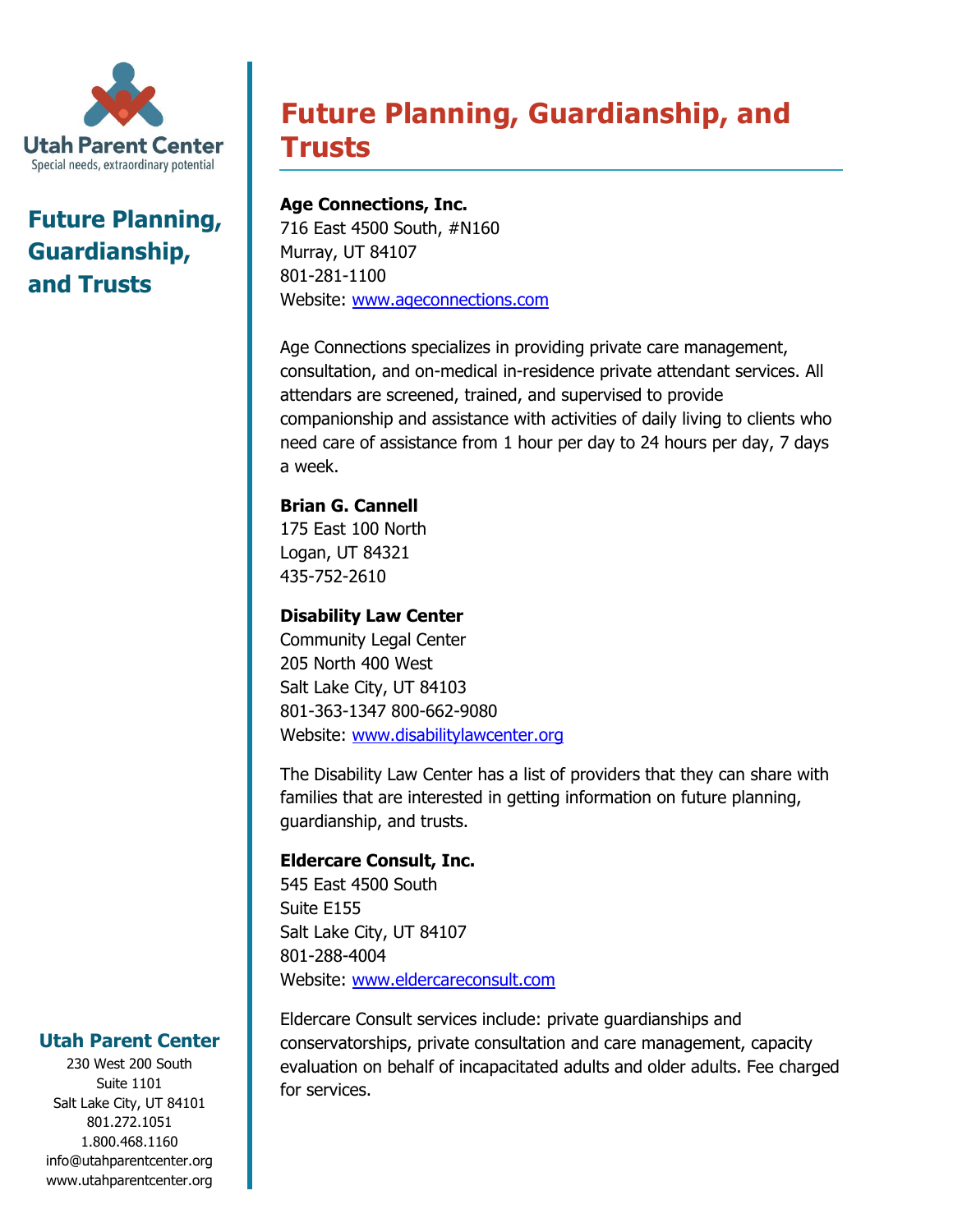Utah Parent Center
Special needs, extraordinary potential

## Future Planning, Guardianship, and Trusts

# Future Planning, Guardianship, and Trusts

**Age Connections, Inc.**
716 East 4500 South, #N160
Murray, UT 84107
801-281-1100
Website: www.ageconnections.com

Age Connections specializes in providing private care management, consultation, and on-medical in-residence private attendant services. All attendars are screened, trained, and supervised to provide companionship and assistance with activities of daily living to clients who need care of assistance from 1 hour per day to 24 hours per day, 7 days a week.

**Brian G. Cannell**
175 East 100 North
Logan, UT 84321
435-752-2610

**Disability Law Center**
Community Legal Center
205 North 400 West
Salt Lake City, UT 84103
801-363-1347 800-662-9080
Website: www.disabilitylawcenter.org

The Disability Law Center has a list of providers that they can share with families that are interested in getting information on future planning, guardianship, and trusts.

**Eldercare Consult, Inc.**
545 East 4500 South
Suite E155
Salt Lake City, UT 84107
801-288-4004
Website: www.eldercareconsult.com

Eldercare Consult services include: private guardianships and conservatorships, private consultation and care management, capacity evaluation on behalf of incapacitated adults and older adults. Fee charged for services.

**Utah Parent Center**
230 West 200 South
Suite 1101
Salt Lake City, UT 84101
801.272.1051
1.800.468.1160
info@utahparentcenter.org
www.utahparentcenter.org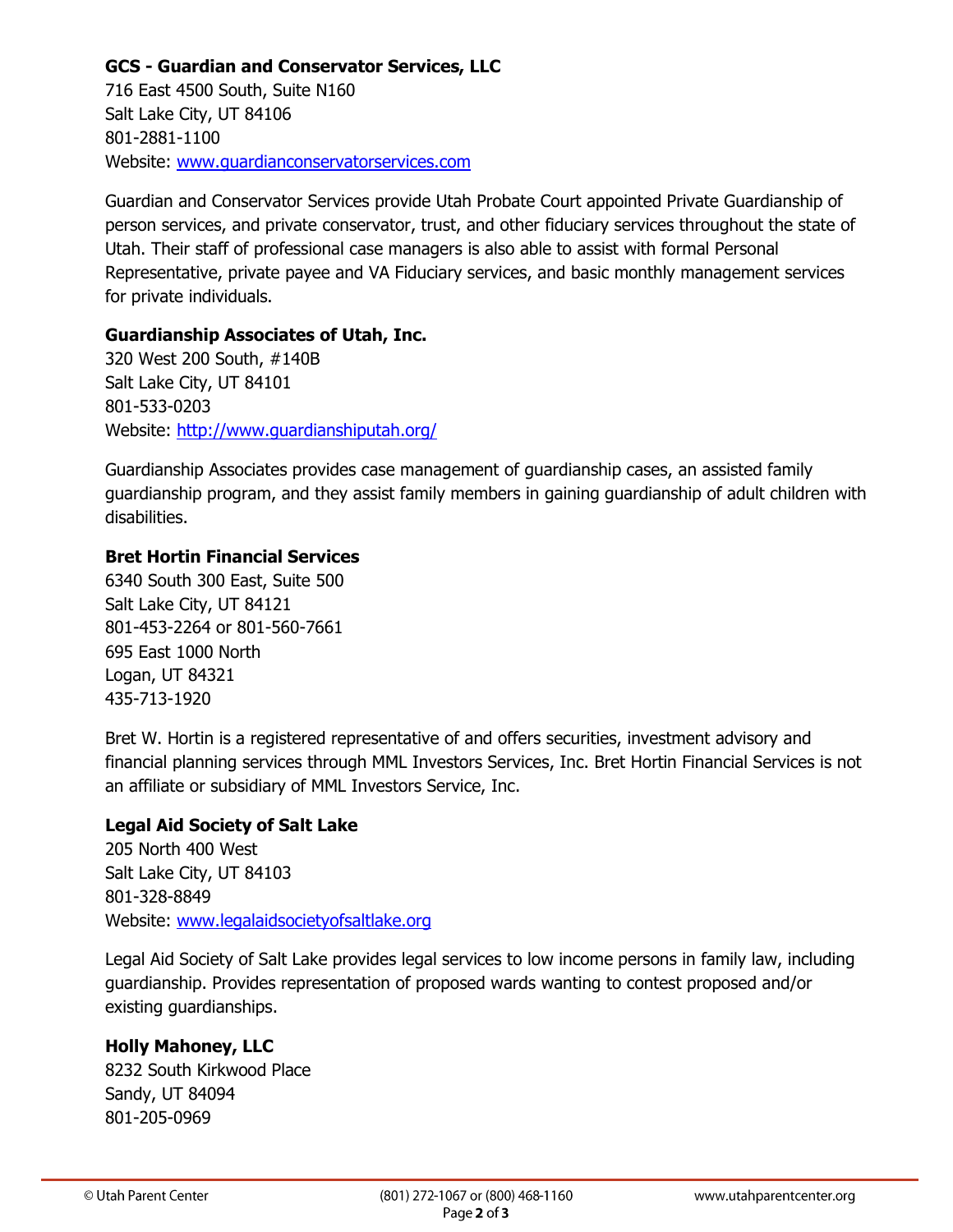**GCS - Guardian and Conservator Services, LLC**
716 East 4500 South, Suite N160
Salt Lake City, UT 84106
801-2881-1100
Website: www.guardianconservatorservices.com

Guardian and Conservator Services provide Utah Probate Court appointed Private Guardianship of person services, and private conservator, trust, and other fiduciary services throughout the state of Utah. Their staff of professional case managers is also able to assist with formal Personal Representative, private payee and VA Fiduciary services, and basic monthly management services for private individuals.

**Guardianship Associates of Utah, Inc.**
320 West 200 South, #140B
Salt Lake City, UT 84101
801-533-0203
Website: http://www.guardianshiputah.org/

Guardianship Associates provides case management of guardianship cases, an assisted family guardianship program, and they assist family members in gaining guardianship of adult children with disabilities.

**Bret Hortin Financial Services**
6340 South 300 East, Suite 500
Salt Lake City, UT 84121
801-453-2264 or 801-560-7661
695 East 1000 North
Logan, UT 84321
435-713-1920

Bret W. Hortin is a registered representative of and offers securities, investment advisory and financial planning services through MML Investors Services, Inc. Bret Hortin Financial Services is not an affiliate or subsidiary of MML Investors Service, Inc.

**Legal Aid Society of Salt Lake**
205 North 400 West
Salt Lake City, UT 84103
801-328-8849
Website: www.legalaidsocietyofsaltlake.org

Legal Aid Society of Salt Lake provides legal services to low income persons in family law, including guardianship. Provides representation of proposed wards wanting to contest proposed and/or existing guardianships.

**Holly Mahoney, LLC**
8232 South Kirkwood Place
Sandy, UT 84094
801-205-0969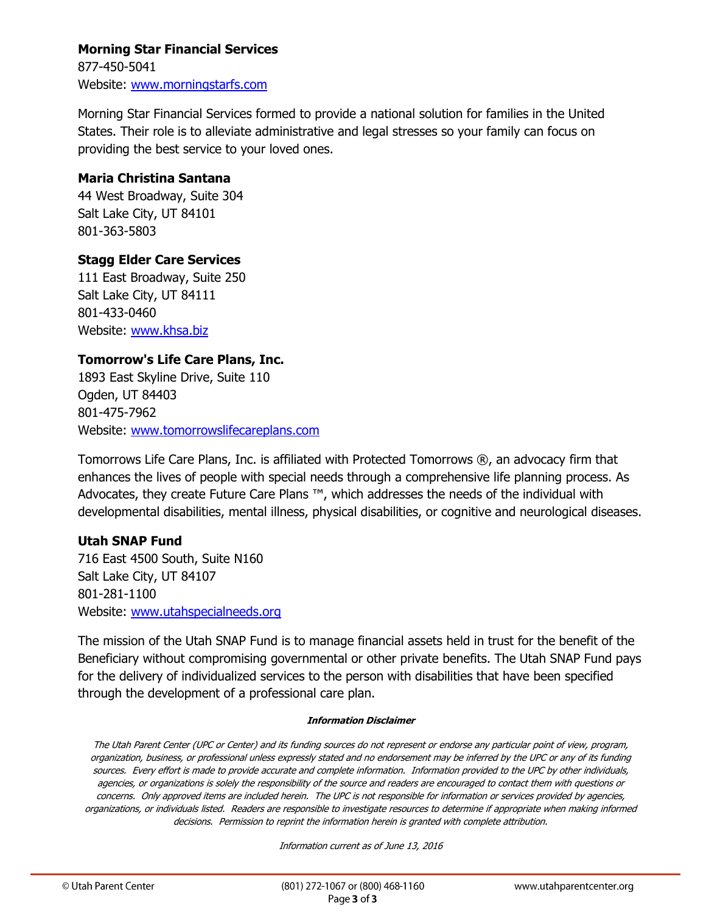**Morning Star Financial Services**
877-450-5041
Website: [www.morningstarfs.com](http://www.morningstarfs.com)

Morning Star Financial Services formed to provide a national solution for families in the United States. Their role is to alleviate administrative and legal stresses so your family can focus on providing the best service to your loved ones.

**Maria Christina Santana**
44 West Broadway, Suite 304
Salt Lake City, UT 84101
801-363-5803

**Stagg Elder Care Services**
111 East Broadway, Suite 250
Salt Lake City, UT 84111
801-433-0460
Website: [www.khsa.biz](http://www.khsa.biz)

**Tomorrow's Life Care Plans, Inc.**
1893 East Skyline Drive, Suite 110
Ogden, UT 84403
801-475-7962
Website: [www.tomorrowslifecareplans.com](http://www.tomorrowslifecareplans.com)

Tomorrows Life Care Plans, Inc. is affiliated with Protected Tomorrows ®, an advocacy firm that enhances the lives of people with special needs through a comprehensive life planning process. As Advocates, they create Future Care Plans ™, which addresses the needs of the individual with developmental disabilities, mental illness, physical disabilities, or cognitive and neurological diseases.

**Utah SNAP Fund**
716 East 4500 South, Suite N160
Salt Lake City, UT 84107
801-281-1100
Website: [www.utahspecialneeds.org](http://www.utahspecialneeds.org)

The mission of the Utah SNAP Fund is to manage financial assets held in trust for the benefit of the Beneficiary without compromising governmental or other private benefits. The Utah SNAP Fund pays for the delivery of individualized services to the person with disabilities that have been specified through the development of a professional care plan.

***Information Disclaimer***

*The Utah Parent Center (UPC or Center) and its funding sources do not represent or endorse any particular point of view, program, organization, business, or professional unless expressly stated and no endorsement may be inferred by the UPC or any of its funding sources. Every effort is made to provide accurate and complete information. Information provided to the UPC by other individuals, agencies, or organizations is solely the responsibility of the source and readers are encouraged to contact them with questions or concerns. Only approved items are included herein. The UPC is not responsible for information or services provided by agencies, organizations, or individuals listed. Readers are responsible to investigate resources to determine if appropriate when making informed decisions. Permission to reprint the information herein is granted with complete attribution.*

*Information current as of June 13, 2016*